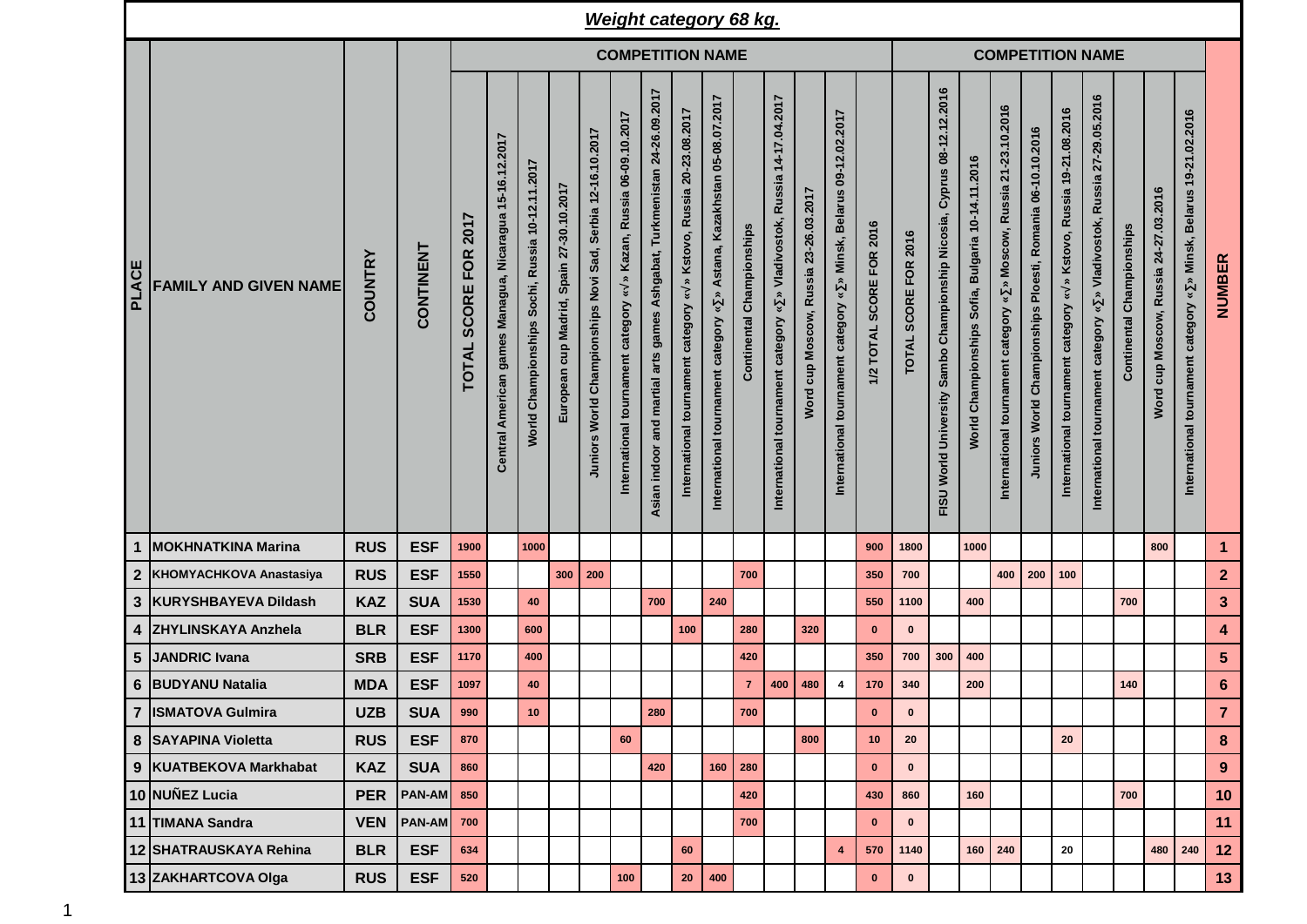# Weight category 68 kg.

| PLACE | FAMILY AND GIVEN NAME | COUNTRY | CONTINENT | COMPETITION NAME | | | | | | | | | | | | | | COMPETITION NAME | | | | | | | | | | NUMBER |
|---|---|---|---|---|---|---|---|---|---|---|---|---|---|---|---|---|---|---|---|---|---|---|---|---|---|---|---|---|
| | | | | TOTAL SCORE FOR 2017 | Central American games Managua, Nicaragua 15-16.12.2017 | World Championships Sochi, Russia 10-12.11.2017 | European cup Madrid, Spain 27-30.10.2017 | Juniors World Championships Novi Sad, Serbia 12-16.10.2017 | International tournament category «√» Kazan, Russia 06-09.10.2017 | Asian indoor and martial arts games Ashgabat, Turkmenistan 24-26.09.2017 | International tournament category «√» Kstovo, Russia 20-23.08.2017 | International tournament category «∑» Astana, Kazakhstan 05-08.07.2017 | Continental Championships | International tournament category «∑» Vladivostok, Russia 14-17.04.2017 | Word cup Moscow, Russia 23-26.03.2017 | International tournament category «∑» Minsk, Belarus 09-12.02.2017 | 1/2 TOTAL SCORE FOR 2016 | TOTAL SCORE FOR 2016 | FISU World University Sambo Championship Nicosia, Cyprus 08-12.12.2016 | World Championships Sofia, Bulgaria 10-14.11.2016 | International tournament category «∑» Moscow, Russia 21-23.10.2016 | Juniors World Championships Ploesti, Romania 06-10.10.2016 | International tournament category «√» Kstovo, Russia 19-21.08.2016 | International tournament category «∑» Vladivostok, Russia 27-29.05.2016 | Continental Championships | Word cup Moscow, Russia 24-27.03.2016 | International tournament category «∑» Minsk, Belarus 19-21.02.2016 | |
| 1 | MOKHNATKINA Marina | RUS | ESF | 1900 | | 1000 | | | | | | | | | | | 900 | 1800 | | 1000 | | | | | | 800 | | 1 |
| 2 | KHOMYACHKOVA Anastasiya | RUS | ESF | 1550 | | | 300 | 200 | | | | | 700 | | | | 350 | 700 | | | 400 | 200 | 100 | | | | | 2 |
| 3 | KURYSHBAYEVA Dildash | KAZ | SUA | 1530 | | 40 | | | | 700 | | 240 | | | | | 550 | 1100 | | 400 | | | | | 700 | | | 3 |
| 4 | ZHYLINSKAYA Anzhela | BLR | ESF | 1300 | | 600 | | | | | 100 | | 280 | | 320 | | 0 | 0 | | | | | | | | | | 4 |
| 5 | JANDRIC Ivana | SRB | ESF | 1170 | | 400 | | | | | | | 420 | | | | 350 | 700 | 300 | 400 | | | | | | | | 5 |
| 6 | BUDYANU Natalia | MDA | ESF | 1097 | | 40 | | | | | | | 7 | 400 | 480 | 4 | 170 | 340 | | 200 | | | | | 140 | | | 6 |
| 7 | ISMATOVA Gulmira | UZB | SUA | 990 | | 10 | | | | 280 | | | 700 | | | | 0 | 0 | | | | | | | | | | 7 |
| 8 | SAYAPINA Violetta | RUS | ESF | 870 | | | | | 60 | | | | | | 800 | | 10 | 20 | | | | | 20 | | | | | 8 |
| 9 | KUATBEKOVA Markhabat | KAZ | SUA | 860 | | | | | | 420 | | 160 | 280 | | | | 0 | 0 | | | | | | | | | | 9 |
| 10 | NUÑEZ Lucia | PER | PAN-AM | 850 | | | | | | | | | 420 | | | | 430 | 860 | | 160 | | | | | 700 | | | 10 |
| 11 | TIMANA Sandra | VEN | PAN-AM | 700 | | | | | | | | | 700 | | | | 0 | 0 | | | | | | | | | | 11 |
| 12 | SHATRAUSKAYA Rehina | BLR | ESF | 634 | | | | | | | 60 | | | | | 4 | 570 | 1140 | | 160 | 240 | | 20 | | | 480 | 240 | 12 |
| 13 | ZAKHARTCOVA Olga | RUS | ESF | 520 | | | | | 100 | | 20 | 400 | | | | | 0 | 0 | | | | | | | | | | 13 |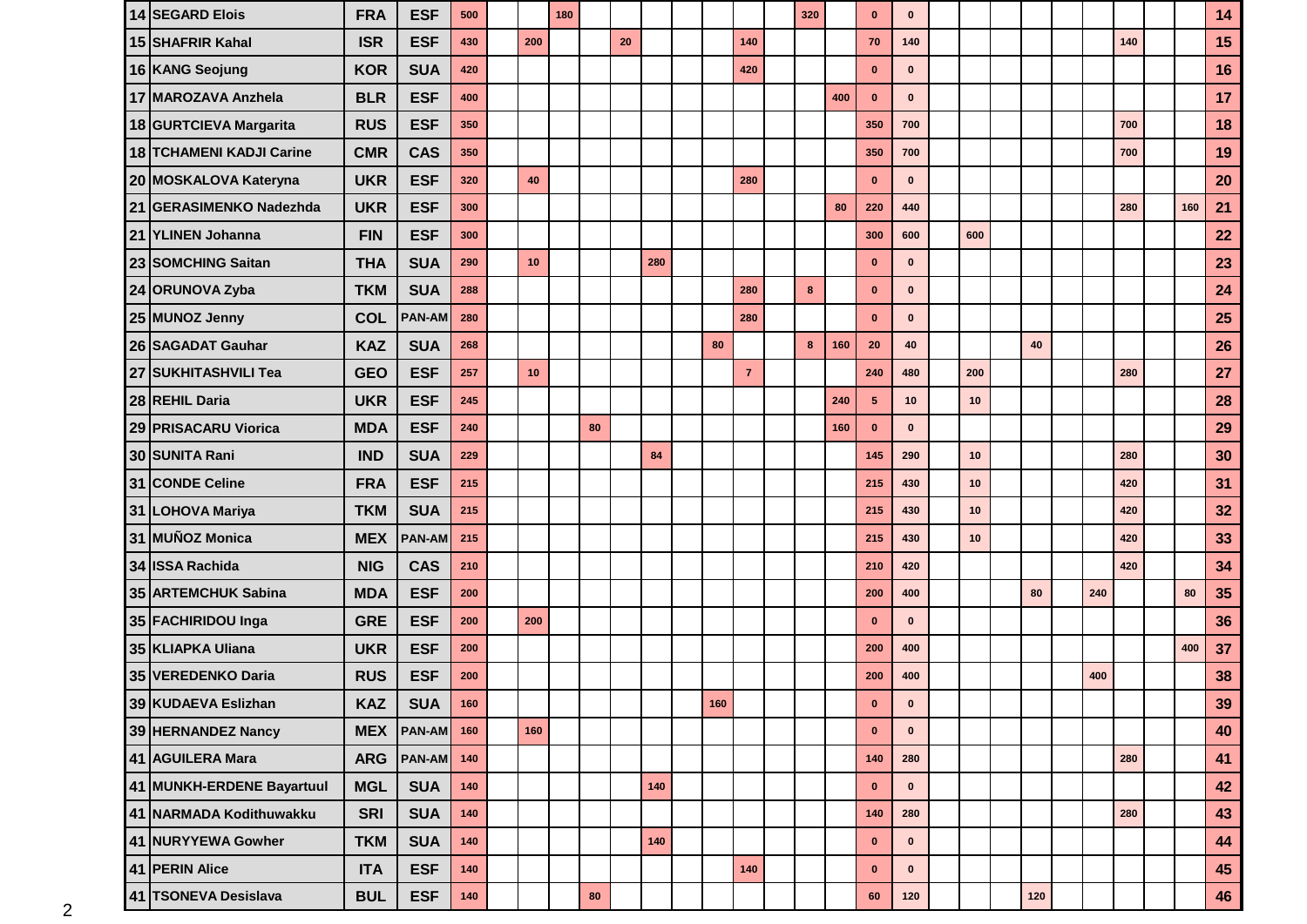| | | | | | | | | | | | | | | | | | | | | | | | | | | | | |
|---|---|---|---|---|---|---|---|---|---|---|---|---|---|---|---|---|---|---|---|---|---|---|---|---|---|---|---|---|
| 14 | SEGARD Elois | FRA | ESF | 500 | | | 180 | | | | | | | | 320 | | 0 | 0 | | | | | | | | | | 14 |
| 15 | SHAFRIR Kahal | ISR | ESF | 430 | | 200 | | | 20 | | | | 140 | | | | 70 | 140 | | | | | | | 140 | | | 15 |
| 16 | KANG Seojung | KOR | SUA | 420 | | | | | | | | | 420 | | | | 0 | 0 | | | | | | | | | | 16 |
| 17 | MAROZAVA Anzhela | BLR | ESF | 400 | | | | | | | | | | | | 400 | 0 | 0 | | | | | | | | | | 17 |
| 18 | GURTCIEVA Margarita | RUS | ESF | 350 | | | | | | | | | | | | | 350 | 700 | | | | | | | 700 | | | 18 |
| 18 | TCHAMENI KADJI Carine | CMR | CAS | 350 | | | | | | | | | | | | | 350 | 700 | | | | | | | 700 | | | 19 |
| 20 | MOSKALOVA Kateryna | UKR | ESF | 320 | | 40 | | | | | | | 280 | | | | 0 | 0 | | | | | | | | | | 20 |
| 21 | GERASIMENKO Nadezhda | UKR | ESF | 300 | | | | | | | | | | | | 80 | 220 | 440 | | | | | | | 280 | | 160 | 21 |
| 21 | YLINEN Johanna | FIN | ESF | 300 | | | | | | | | | | | | | 300 | 600 | | 600 | | | | | | | | 22 |
| 23 | SOMCHING Saitan | THA | SUA | 290 | | 10 | | | | 280 | | | | | | | 0 | 0 | | | | | | | | | | 23 |
| 24 | ORUNOVA Zyba | TKM | SUA | 288 | | | | | | | | | 280 | | 8 | | 0 | 0 | | | | | | | | | | 24 |
| 25 | MUNOZ Jenny | COL | PAN-AM | 280 | | | | | | | | | 280 | | | | 0 | 0 | | | | | | | | | | 25 |
| 26 | SAGADAT Gauhar | KAZ | SUA | 268 | | | | | | | | 80 | | | 8 | 160 | 20 | 40 | | | | 40 | | | | | | 26 |
| 27 | SUKHITASHVILI Tea | GEO | ESF | 257 | | 10 | | | | | | | 7 | | | | 240 | 480 | | 200 | | | | | 280 | | | 27 |
| 28 | REHIL Daria | UKR | ESF | 245 | | | | | | | | | | | | 240 | 5 | 10 | | 10 | | | | | | | | 28 |
| 29 | PRISACARU Viorica | MDA | ESF | 240 | | | | 80 | | | | | | | | 160 | 0 | 0 | | | | | | | | | | 29 |
| 30 | SUNITA Rani | IND | SUA | 229 | | | | | | 84 | | | | | | | 145 | 290 | | 10 | | | | | 280 | | | 30 |
| 31 | CONDE Celine | FRA | ESF | 215 | | | | | | | | | | | | | 215 | 430 | | 10 | | | | | 420 | | | 31 |
| 31 | LOHOVA Mariya | TKM | SUA | 215 | | | | | | | | | | | | | 215 | 430 | | 10 | | | | | 420 | | | 32 |
| 31 | MUÑOZ Monica | MEX | PAN-AM | 215 | | | | | | | | | | | | | 215 | 430 | | 10 | | | | | 420 | | | 33 |
| 34 | ISSA Rachida | NIG | CAS | 210 | | | | | | | | | | | | | 210 | 420 | | | | | | | 420 | | | 34 |
| 35 | ARTEMCHUK Sabina | MDA | ESF | 200 | | | | | | | | | | | | | 200 | 400 | | | | 80 | | 240 | | | 80 | 35 |
| 35 | FACHIRIDOU Inga | GRE | ESF | 200 | | 200 | | | | | | | | | | | 0 | 0 | | | | | | | | | | 36 |
| 35 | KLIAPKA Uliana | UKR | ESF | 200 | | | | | | | | | | | | | 200 | 400 | | | | | | | | | 400 | 37 |
| 35 | VEREDENKO Daria | RUS | ESF | 200 | | | | | | | | | | | | | 200 | 400 | | | | | | 400 | | | | 38 |
| 39 | KUDAEVA Eslizhan | KAZ | SUA | 160 | | | | | | | | 160 | | | | | 0 | 0 | | | | | | | | | | 39 |
| 39 | HERNANDEZ Nancy | MEX | PAN-AM | 160 | | 160 | | | | | | | | | | | 0 | 0 | | | | | | | | | | 40 |
| 41 | AGUILERA Mara | ARG | PAN-AM | 140 | | | | | | | | | | | | | 140 | 280 | | | | | | | 280 | | | 41 |
| 41 | MUNKH-ERDENE Bayartuul | MGL | SUA | 140 | | | | | | 140 | | | | | | | 0 | 0 | | | | | | | | | | 42 |
| 41 | NARMADA Kodithuwakku | SRI | SUA | 140 | | | | | | | | | | | | | 140 | 280 | | | | | | | 280 | | | 43 |
| 41 | NURYYEWA Gowher | TKM | SUA | 140 | | | | | | 140 | | | | | | | 0 | 0 | | | | | | | | | | 44 |
| 41 | PERIN Alice | ITA | ESF | 140 | | | | | | | | | 140 | | | | 0 | 0 | | | | | | | | | | 45 |
| 41 | TSONEVA Desislava | BUL | ESF | 140 | | | | 80 | | | | | | | | | 60 | 120 | | | | 120 | | | | | | 46 |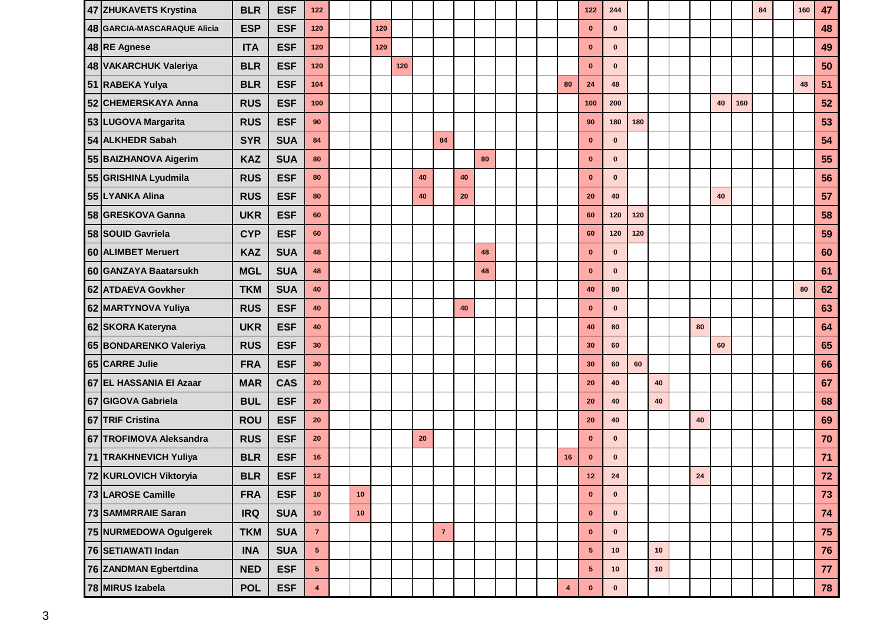| | | | | | | | | | | | | | | | | | | | | | | | | | | | |
|---|---|---|---|---|---|---|---|---|---|---|---|---|---|---|---|---|---|---|---|---|---|---|---|---|---|---|---|
| 47 | ZHUKAVETS Krystina | BLR | ESF | 122 | | | | | | | | | | | | | 122 | 244 | | | | | | | 84 | | 160 | 47 |
| 48 | GARCIA-MASCARAQUE Alicia | ESP | ESF | 120 | | | 120 | | | | | | | | | | 0 | 0 | | | | | | | | | | 48 |
| 48 | RE Agnese | ITA | ESF | 120 | | | 120 | | | | | | | | | | 0 | 0 | | | | | | | | | | 49 |
| 48 | VAKARCHUK Valeriya | BLR | ESF | 120 | | | | 120 | | | | | | | | | 0 | 0 | | | | | | | | | | 50 |
| 51 | RABEKA Yulya | BLR | ESF | 104 | | | | | | | | | | | | 80 | 24 | 48 | | | | | | | | | 48 | 51 |
| 52 | CHEMERSKAYA Anna | RUS | ESF | 100 | | | | | | | | | | | | | 100 | 200 | | | | | 40 | 160 | | | | 52 |
| 53 | LUGOVA Margarita | RUS | ESF | 90 | | | | | | | | | | | | | 90 | 180 | 180 | | | | | | | | | 53 |
| 54 | ALKHEDR Sabah | SYR | SUA | 84 | | | | | | 84 | | | | | | | 0 | 0 | | | | | | | | | | 54 |
| 55 | BAIZHANOVA Aigerim | KAZ | SUA | 80 | | | | | | | | 80 | | | | | 0 | 0 | | | | | | | | | | 55 |
| 55 | GRISHINA Lyudmila | RUS | ESF | 80 | | | | | 40 | | 40 | | | | | | 0 | 0 | | | | | | | | | | 56 |
| 55 | LYANKA Alina | RUS | ESF | 80 | | | | | 40 | | 20 | | | | | | 20 | 40 | | | | | 40 | | | | | 57 |
| 58 | GRESKOVA Ganna | UKR | ESF | 60 | | | | | | | | | | | | | 60 | 120 | 120 | | | | | | | | | 58 |
| 58 | SOUID Gavriela | CYP | ESF | 60 | | | | | | | | | | | | | 60 | 120 | 120 | | | | | | | | | 59 |
| 60 | ALIMBET Meruert | KAZ | SUA | 48 | | | | | | | | 48 | | | | | 0 | 0 | | | | | | | | | | 60 |
| 60 | GANZAYA Baatarsukh | MGL | SUA | 48 | | | | | | | | 48 | | | | | 0 | 0 | | | | | | | | | | 61 |
| 62 | ATDAEVA Govkher | TKM | SUA | 40 | | | | | | | | | | | | | 40 | 80 | | | | | | | | | 80 | 62 |
| 62 | MARTYNOVA Yuliya | RUS | ESF | 40 | | | | | | | 40 | | | | | | 0 | 0 | | | | | | | | | | 63 |
| 62 | SKORA Kateryna | UKR | ESF | 40 | | | | | | | | | | | | | 40 | 80 | | | | 80 | | | | | | 64 |
| 65 | BONDARENKO Valeriya | RUS | ESF | 30 | | | | | | | | | | | | | 30 | 60 | | | | | 60 | | | | | 65 |
| 65 | CARRE Julie | FRA | ESF | 30 | | | | | | | | | | | | | 30 | 60 | 60 | | | | | | | | | 66 |
| 67 | EL HASSANIA El Azaar | MAR | CAS | 20 | | | | | | | | | | | | | 20 | 40 | | 40 | | | | | | | | 67 |
| 67 | GIGOVA Gabriela | BUL | ESF | 20 | | | | | | | | | | | | | 20 | 40 | | 40 | | | | | | | | 68 |
| 67 | TRIF Cristina | ROU | ESF | 20 | | | | | | | | | | | | | 20 | 40 | | | | 40 | | | | | | 69 |
| 67 | TROFIMOVA Aleksandra | RUS | ESF | 20 | | | | | 20 | | | | | | | | 0 | 0 | | | | | | | | | | 70 |
| 71 | TRAKHNEVICH Yuliya | BLR | ESF | 16 | | | | | | | | | | | | 16 | 0 | 0 | | | | | | | | | | 71 |
| 72 | KURLOVICH Viktoryia | BLR | ESF | 12 | | | | | | | | | | | | | 12 | 24 | | | | 24 | | | | | | 72 |
| 73 | LAROSE Camille | FRA | ESF | 10 | | 10 | | | | | | | | | | | 0 | 0 | | | | | | | | | | 73 |
| 73 | SAMMRRAIE Saran | IRQ | SUA | 10 | | 10 | | | | | | | | | | | 0 | 0 | | | | | | | | | | 74 |
| 75 | NURMEDOWA Ogulgerek | TKM | SUA | 7 | | | | | | 7 | | | | | | | 0 | 0 | | | | | | | | | | 75 |
| 76 | SETIAWATI Indan | INA | SUA | 5 | | | | | | | | | | | | | 5 | 10 | | 10 | | | | | | | | 76 |
| 76 | ZANDMAN Egbertdina | NED | ESF | 5 | | | | | | | | | | | | | 5 | 10 | | 10 | | | | | | | | 77 |
| 78 | MIRUS Izabela | POL | ESF | 4 | | | | | | | | | | | | 4 | 0 | 0 | | | | | | | | | | 78 |